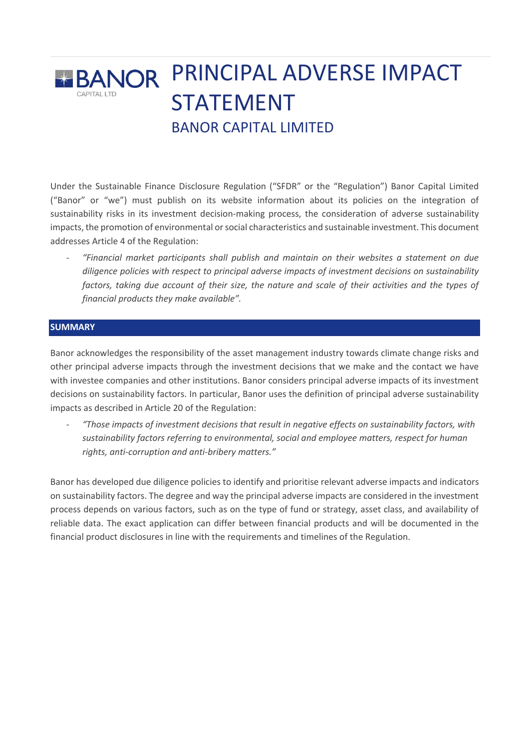# PRINCIPAL ADVERSE IMPACT STATEMENT

## BANOR CAPITAL LIMITED

Under the Sustainable Finance Disclosure Regulation ("SFDR" or the "Regulation") Banor Capital Limited ("Banor" or "we") must publish on its website information about its policies on the integration of sustainability risks in its investment decision-making process, the consideration of adverse sustainability impacts, the promotion of environmental or social characteristics and sustainable investment. This document addresses Article 4 of the Regulation:

- *"Financial market participants shall publish and maintain on their websites a statement on due diligence policies with respect to principal adverse impacts of investment decisions on sustainability factors, taking due account of their size, the nature and scale of their activities and the types of financial products they make available".*

## SUMMARY

Banor acknowledges the responsibility of the asset management industry towards climate change risks and other principal adverse impacts through the investment decisions that we make and the contact we have with investee companies and other institutions. Banor considers principal adverse impacts of its investment decisions on sustainability factors. In particular, Banor uses the definition of principal adverse sustainability impacts as described in Article 20 of the Regulation:

- *"Those impacts of investment decisions that result in negative effects on sustainability factors, with sustainability factors referring to environmental, social and employee matters, respect for human rights, anti-corruption and anti-bribery matters."*

Banor has developed due diligence policies to identify and prioritise relevant adverse impacts and indicators on sustainability factors. The degree and way the principal adverse impacts are considered in the investment process depends on various factors, such as on the type of fund or strategy, asset class, and availability of reliable data. The exact application can differ between financial products and will be documented in the financial product disclosures in line with the requirements and timelines of the Regulation.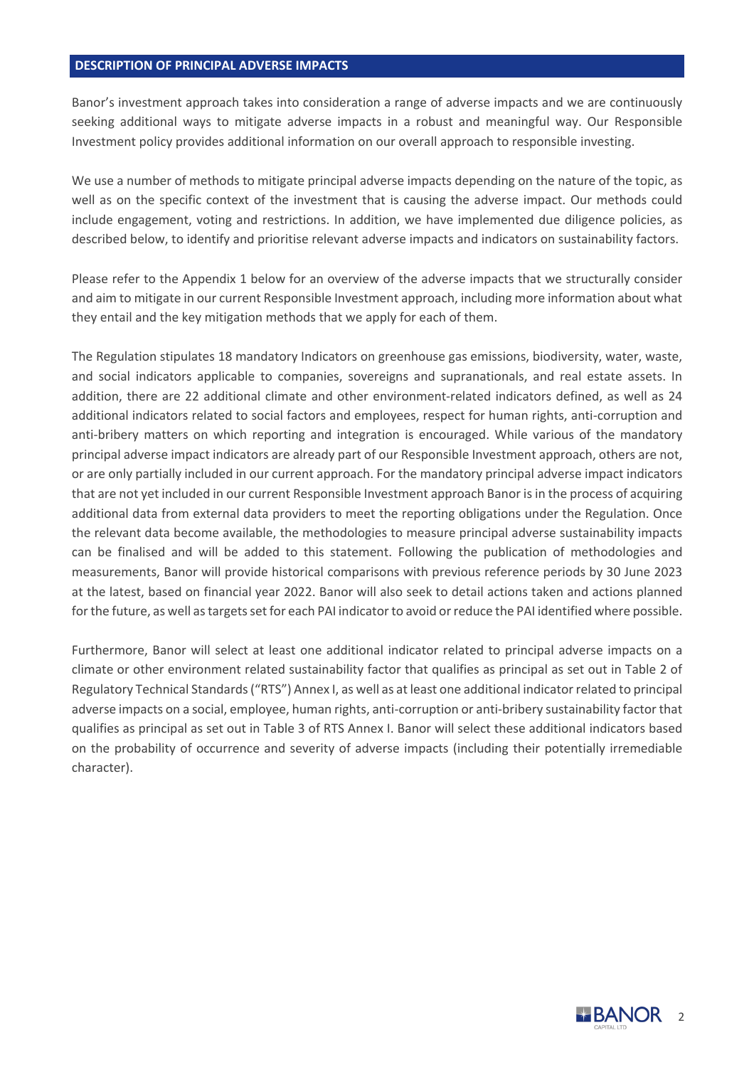## DESCRIPTION OF PRINCIPAL ADVERSE IMPACTS

Banor's investment approach takes into consideration a range of adverse impacts and we are continuously seeking additional ways to mitigate adverse impacts in a robust and meaningful way. Our Responsible Investment policy provides additional information on our overall approach to responsible investing.

We use a number of methods to mitigate principal adverse impacts depending on the nature of the topic, as well as on the specific context of the investment that is causing the adverse impact. Our methods could include engagement, voting and restrictions. In addition, we have implemented due diligence policies, as described below, to identify and prioritise relevant adverse impacts and indicators on sustainability factors.

Please refer to the Appendix 1 below for an overview of the adverse impacts that we structurally consider and aim to mitigate in our current Responsible Investment approach, including more information about what they entail and the key mitigation methods that we apply for each of them.

The Regulation stipulates 18 mandatory Indicators on greenhouse gas emissions, biodiversity, water, waste, and social indicators applicable to companies, sovereigns and supranationals, and real estate assets. In addition, there are 22 additional climate and other environment-related indicators defined, as well as 24 additional indicators related to social factors and employees, respect for human rights, anti-corruption and anti-bribery matters on which reporting and integration is encouraged. While various of the mandatory principal adverse impact indicators are already part of our Responsible Investment approach, others are not, or are only partially included in our current approach. For the mandatory principal adverse impact indicators that are not yet included in our current Responsible Investment approach Banor is in the process of acquiring additional data from external data providers to meet the reporting obligations under the Regulation. Once the relevant data become available, the methodologies to measure principal adverse sustainability impacts can be finalised and will be added to this statement. Following the publication of methodologies and measurements, Banor will provide historical comparisons with previous reference periods by 30 June 2023 at the latest, based on financial year 2022. Banor will also seek to detail actions taken and actions planned for the future, as well as targets set for each PAI indicator to avoid or reduce the PAI identified where possible.

Furthermore, Banor will select at least one additional indicator related to principal adverse impacts on a climate or other environment related sustainability factor that qualifies as principal as set out in Table 2 of Regulatory Technical Standards ("RTS") Annex I, as well as at least one additional indicator related to principal adverse impacts on a social, employee, human rights, anti-corruption or anti-bribery sustainability factor that qualifies as principal as set out in Table 3 of RTS Annex I. Banor will select these additional indicators based on the probability of occurrence and severity of adverse impacts (including their potentially irremediable character).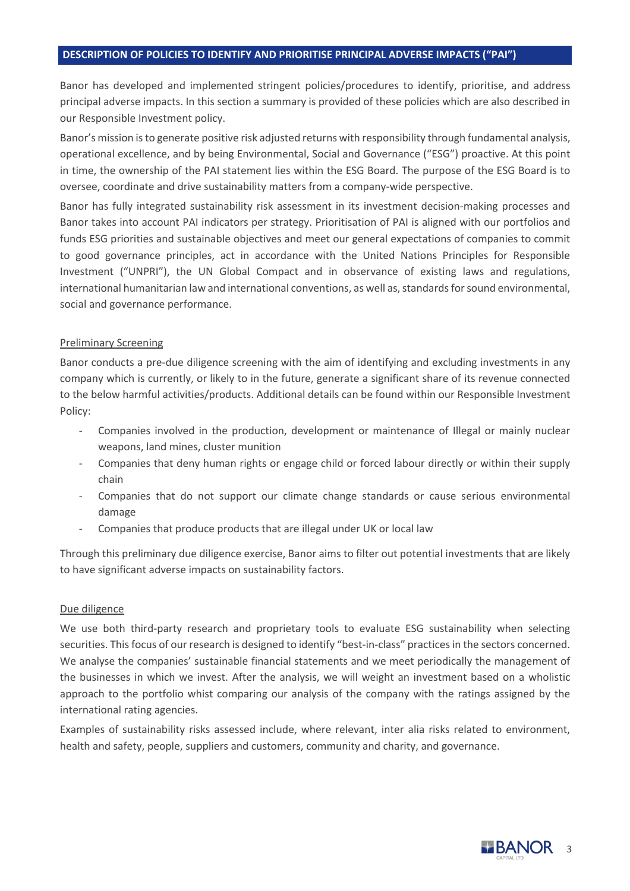## DESCRIPTION OF POLICIES TO IDENTIFY AND PRIORITISE PRINCIPAL ADVERSE IMPACTS ("PAI")

Banor has developed and implemented stringent policies/procedures to identify, prioritise, and address principal adverse impacts. In this section a summary is provided of these policies which are also described in our Responsible Investment policy.

Banor's mission is to generate positive risk adjusted returns with responsibility through fundamental analysis, operational excellence, and by being Environmental, Social and Governance ("ESG") proactive. At this point in time, the ownership of the PAI statement lies within the ESG Board. The purpose of the ESG Board is to oversee, coordinate and drive sustainability matters from a company-wide perspective.

Banor has fully integrated sustainability risk assessment in its investment decision-making processes and Banor takes into account PAI indicators per strategy. Prioritisation of PAI is aligned with our portfolios and funds ESG priorities and sustainable objectives and meet our general expectations of companies to commit to good governance principles, act in accordance with the United Nations Principles for Responsible Investment ("UNPRI"), the UN Global Compact and in observance of existing laws and regulations, international humanitarian law and international conventions, as well as, standards for sound environmental, social and governance performance.

### Preliminary Screening

Banor conducts a pre-due diligence screening with the aim of identifying and excluding investments in any company which is currently, or likely to in the future, generate a significant share of its revenue connected to the below harmful activities/products. Additional details can be found within our Responsible Investment Policy:

- Companies involved in the production, development or maintenance of Illegal or mainly nuclear weapons, land mines, cluster munition
- Companies that deny human rights or engage child or forced labour directly or within their supply chain
- Companies that do not support our climate change standards or cause serious environmental damage
- Companies that produce products that are illegal under UK or local law

Through this preliminary due diligence exercise, Banor aims to filter out potential investments that are likely to have significant adverse impacts on sustainability factors.

### Due diligence

We use both third-party research and proprietary tools to evaluate ESG sustainability when selecting securities. This focus of our research is designed to identify "best-in-class" practices in the sectors concerned. We analyse the companies' sustainable financial statements and we meet periodically the management of the businesses in which we invest. After the analysis, we will weight an investment based on a wholistic approach to the portfolio whist comparing our analysis of the company with the ratings assigned by the international rating agencies.

Examples of sustainability risks assessed include, where relevant, inter alia risks related to environment, health and safety, people, suppliers and customers, community and charity, and governance.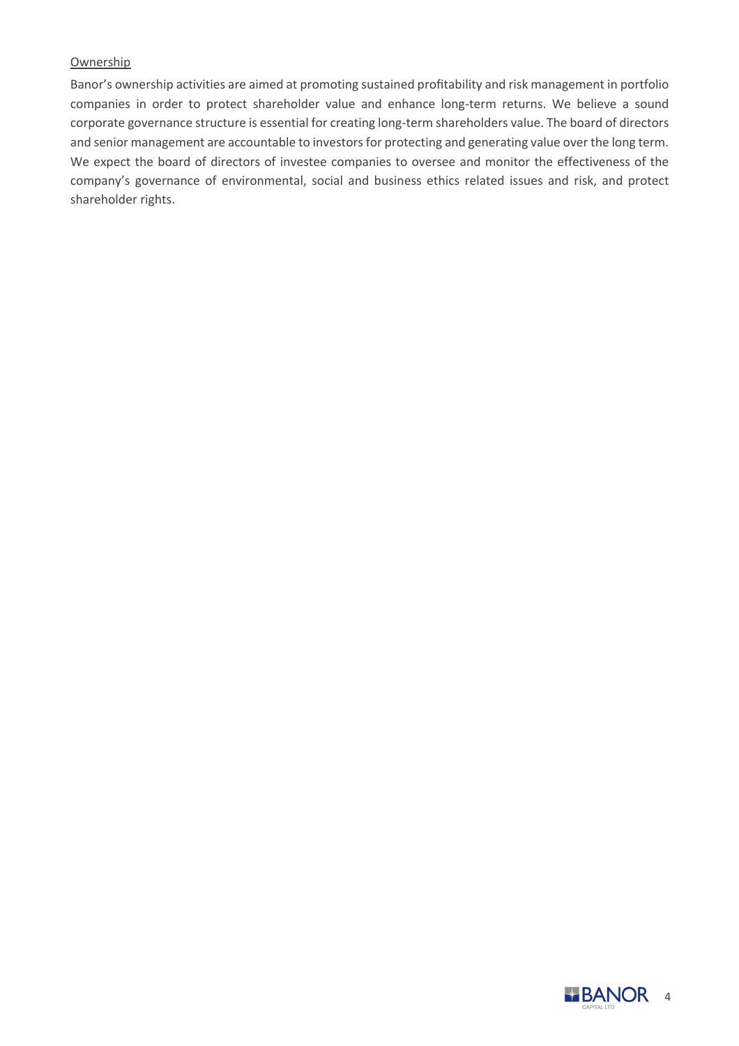<u>Ownership</u>

Banor's ownership activities are aimed at promoting sustained profitability and risk management in portfolio companies in order to protect shareholder value and enhance long-term returns. We believe a sound corporate governance structure is essential for creating long-term shareholders value. The board of directors and senior management are accountable to investors for protecting and generating value over the long term. We expect the board of directors of investee companies to oversee and monitor the effectiveness of the company's governance of environmental, social and business ethics related issues and risk, and protect shareholder rights.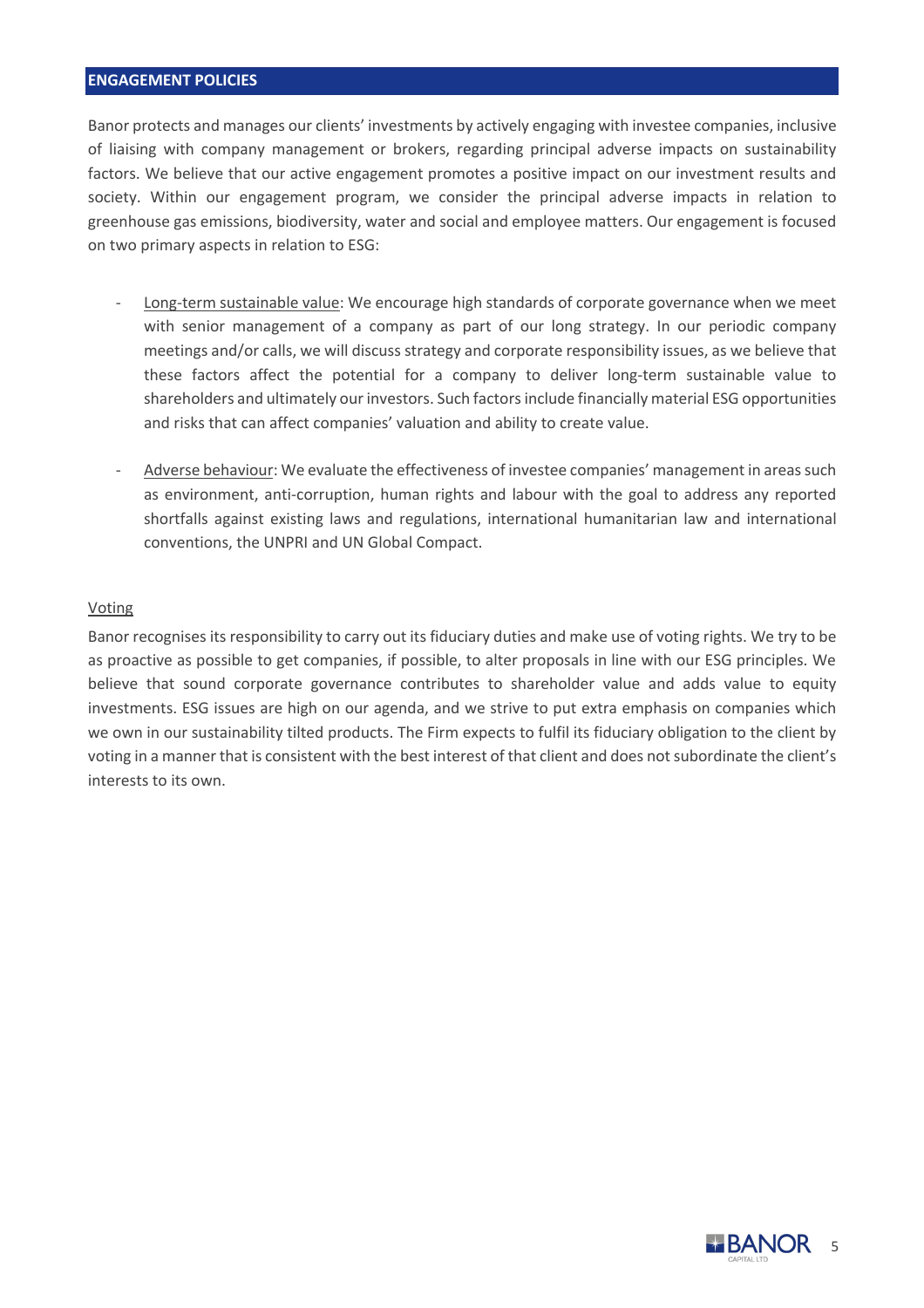## ENGAGEMENT POLICIES

Banor protects and manages our clients' investments by actively engaging with investee companies, inclusive of liaising with company management or brokers, regarding principal adverse impacts on sustainability factors. We believe that our active engagement promotes a positive impact on our investment results and society. Within our engagement program, we consider the principal adverse impacts in relation to greenhouse gas emissions, biodiversity, water and social and employee matters. Our engagement is focused on two primary aspects in relation to ESG:

- Long-term sustainable value: We encourage high standards of corporate governance when we meet with senior management of a company as part of our long strategy. In our periodic company meetings and/or calls, we will discuss strategy and corporate responsibility issues, as we believe that these factors affect the potential for a company to deliver long-term sustainable value to shareholders and ultimately our investors. Such factors include financially material ESG opportunities and risks that can affect companies' valuation and ability to create value.

- Adverse behaviour: We evaluate the effectiveness of investee companies' management in areas such as environment, anti-corruption, human rights and labour with the goal to address any reported shortfalls against existing laws and regulations, international humanitarian law and international conventions, the UNPRI and UN Global Compact.

### Voting

Banor recognises its responsibility to carry out its fiduciary duties and make use of voting rights. We try to be as proactive as possible to get companies, if possible, to alter proposals in line with our ESG principles. We believe that sound corporate governance contributes to shareholder value and adds value to equity investments. ESG issues are high on our agenda, and we strive to put extra emphasis on companies which we own in our sustainability tilted products. The Firm expects to fulfil its fiduciary obligation to the client by voting in a manner that is consistent with the best interest of that client and does not subordinate the client's interests to its own.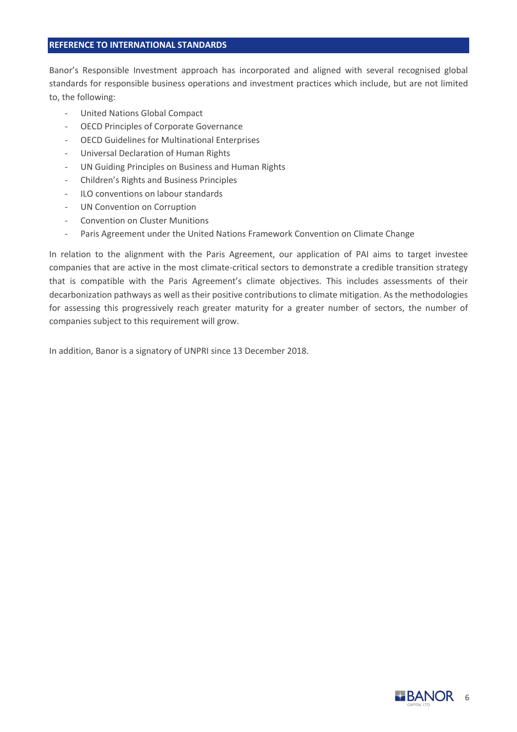## REFERENCE TO INTERNATIONAL STANDARDS

Banor's Responsible Investment approach has incorporated and aligned with several recognised global standards for responsible business operations and investment practices which include, but are not limited to, the following:

- United Nations Global Compact
- OECD Principles of Corporate Governance
- OECD Guidelines for Multinational Enterprises
- Universal Declaration of Human Rights
- UN Guiding Principles on Business and Human Rights
- Children's Rights and Business Principles
- ILO conventions on labour standards
- UN Convention on Corruption
- Convention on Cluster Munitions
- Paris Agreement under the United Nations Framework Convention on Climate Change

In relation to the alignment with the Paris Agreement, our application of PAI aims to target investee companies that are active in the most climate-critical sectors to demonstrate a credible transition strategy that is compatible with the Paris Agreement's climate objectives. This includes assessments of their decarbonization pathways as well as their positive contributions to climate mitigation. As the methodologies for assessing this progressively reach greater maturity for a greater number of sectors, the number of companies subject to this requirement will grow.

In addition, Banor is a signatory of UNPRI since 13 December 2018.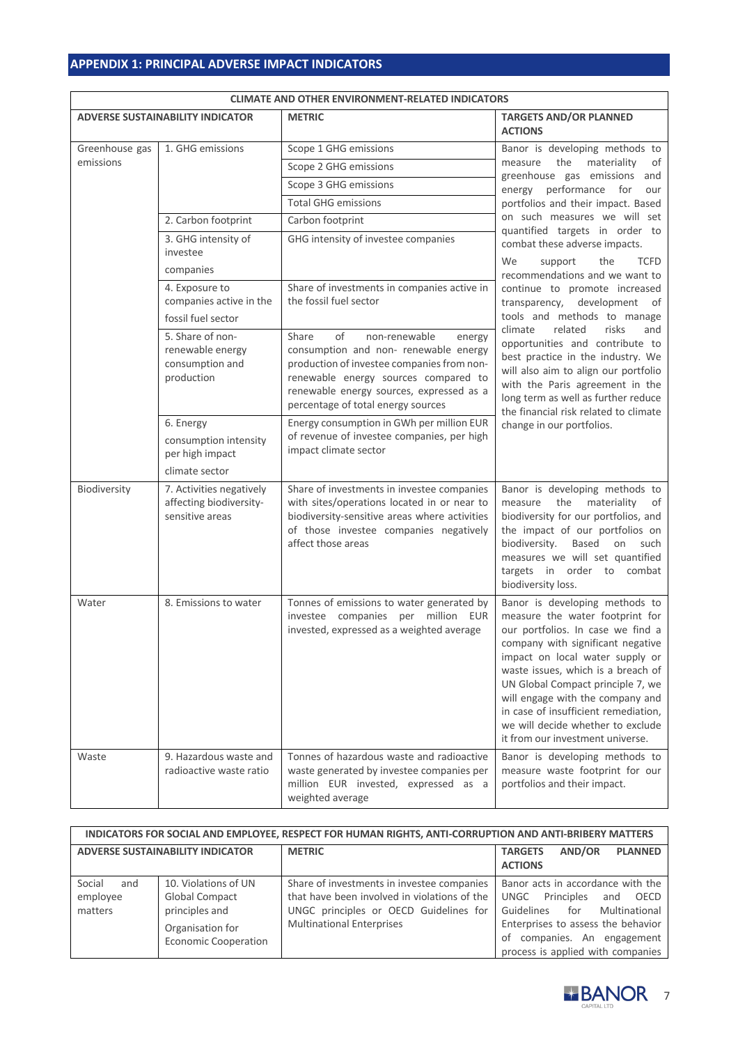## APPENDIX 1: PRINCIPAL ADVERSE IMPACT INDICATORS

| CLIMATE AND OTHER ENVIRONMENT-RELATED INDICATORS | | | |
|---|---|---|---|
| **ADVERSE SUSTAINABILITY INDICATOR** | | **METRIC** | **TARGETS AND/OR PLANNED ACTIONS** |
| Greenhouse gas emissions | 1. GHG emissions | Scope 1 GHG emissions | Banor is developing methods to measure the materiality of greenhouse gas emissions and energy performance for our portfolios and their impact. Based on such measures we will set quantified targets in order to combat these adverse impacts.<br>We support the TCFD recommendations and we want to continue to promote increased transparency, development of tools and methods to manage climate related risks and opportunities and contribute to best practice in the industry. We will also aim to align our portfolio with the Paris agreement in the long term as well as further reduce the financial risk related to climate change in our portfolios. |
| | | Scope 2 GHG emissions | |
| | | Scope 3 GHG emissions | |
| | | Total GHG emissions | |
| | 2. Carbon footprint | Carbon footprint | |
| | 3. GHG intensity of investee companies | GHG intensity of investee companies | |
| | 4. Exposure to companies active in the fossil fuel sector | Share of investments in companies active in the fossil fuel sector | |
| | 5. Share of non-renewable energy consumption and production | Share of non-renewable energy consumption and non- renewable energy production of investee companies from non-renewable energy sources compared to renewable energy sources, expressed as a percentage of total energy sources | |
| | 6. Energy consumption intensity per high impact climate sector | Energy consumption in GWh per million EUR of revenue of investee companies, per high impact climate sector | |
| Biodiversity | 7. Activities negatively affecting biodiversity-sensitive areas | Share of investments in investee companies with sites/operations located in or near to biodiversity-sensitive areas where activities of those investee companies negatively affect those areas | Banor is developing methods to measure the materiality of biodiversity for our portfolios, and the impact of our portfolios on biodiversity. Based on such measures we will set quantified targets in order to combat biodiversity loss. |
| Water | 8. Emissions to water | Tonnes of emissions to water generated by investee companies per million EUR invested, expressed as a weighted average | Banor is developing methods to measure the water footprint for our portfolios. In case we find a company with significant negative impact on local water supply or waste issues, which is a breach of UN Global Compact principle 7, we will engage with the company and in case of insufficient remediation, we will decide whether to exclude it from our investment universe. |
| Waste | 9. Hazardous waste and radioactive waste ratio | Tonnes of hazardous waste and radioactive waste generated by investee companies per million EUR invested, expressed as a weighted average | Banor is developing methods to measure waste footprint for our portfolios and their impact. |

| INDICATORS FOR SOCIAL AND EMPLOYEE, RESPECT FOR HUMAN RIGHTS, ANTI-CORRUPTION AND ANTI-BRIBERY MATTERS | | | |
|---|---|---|---|
| **ADVERSE SUSTAINABILITY INDICATOR** | | **METRIC** | **TARGETS AND/OR PLANNED ACTIONS** |
| Social and employee matters | 10. Violations of UN Global Compact principles and Organisation for Economic Cooperation | Share of investments in investee companies that have been involved in violations of the UNGC principles or OECD Guidelines for Multinational Enterprises | Banor acts in accordance with the UNGC Principles and OECD Guidelines for Multinational Enterprises to assess the behavior of companies. An engagement process is applied with companies |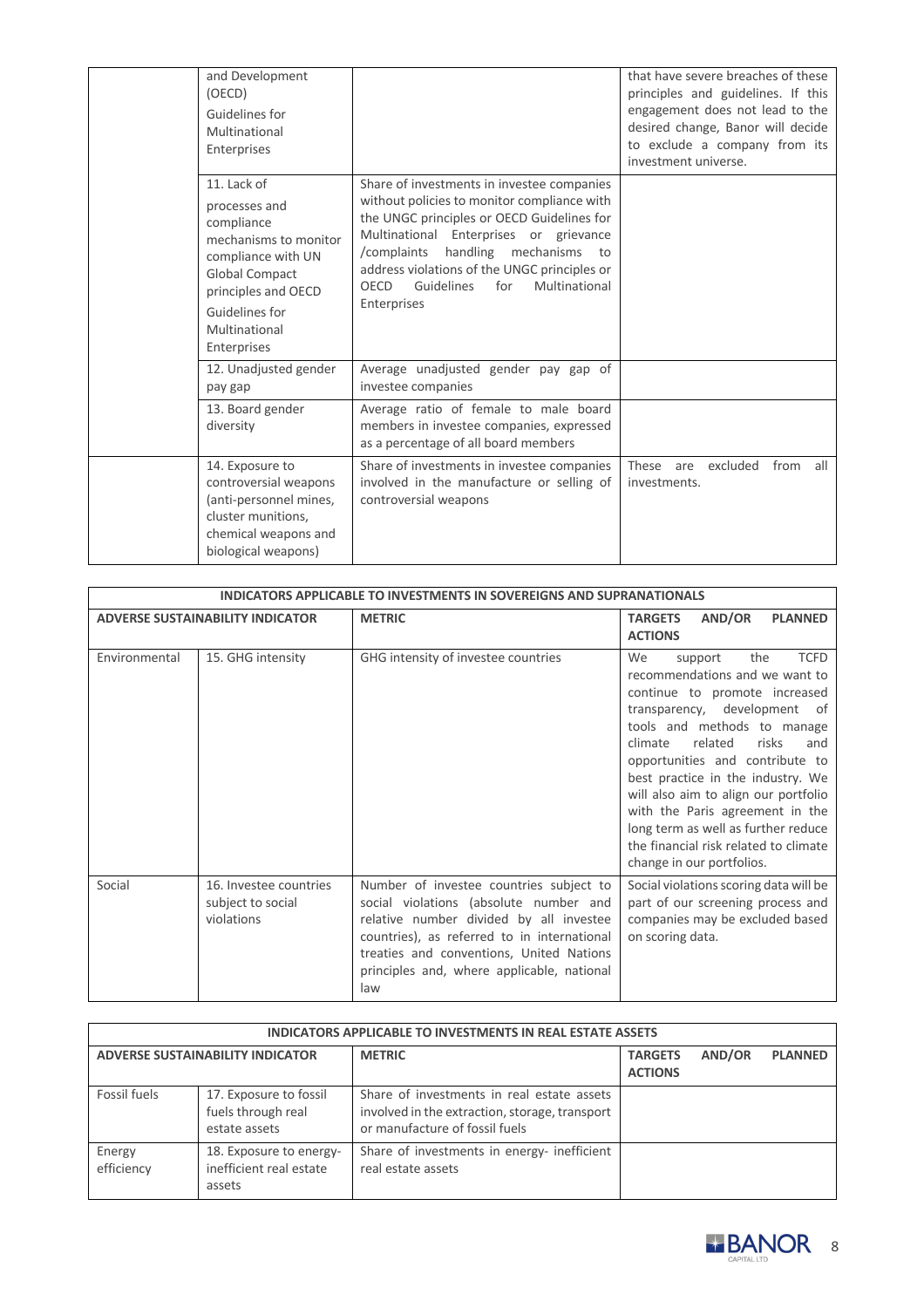| | | | |
|---|---|---|---|
| | and Development (OECD) Guidelines for Multinational Enterprises | | that have severe breaches of these principles and guidelines. If this engagement does not lead to the desired change, Banor will decide to exclude a company from its investment universe. |
| | 11. Lack of processes and compliance mechanisms to monitor compliance with UN Global Compact principles and OECD Guidelines for Multinational Enterprises | Share of investments in investee companies without policies to monitor compliance with the UNGC principles or OECD Guidelines for Multinational Enterprises or grievance /complaints handling mechanisms to address violations of the UNGC principles or OECD Guidelines for Multinational Enterprises | |
| | 12. Unadjusted gender pay gap | Average unadjusted gender pay gap of investee companies | |
| | 13. Board gender diversity | Average ratio of female to male board members in investee companies, expressed as a percentage of all board members | |
| | 14. Exposure to controversial weapons (anti-personnel mines, cluster munitions, chemical weapons and biological weapons) | Share of investments in investee companies involved in the manufacture or selling of controversial weapons | These are excluded from all investments. |

| INDICATORS APPLICABLE TO INVESTMENTS IN SOVEREIGNS AND SUPRANATIONALS | | | |
|---|---|---|---|
| **ADVERSE SUSTAINABILITY INDICATOR** | | **METRIC** | **TARGETS AND/OR PLANNED ACTIONS** |
| Environmental | 15. GHG intensity | GHG intensity of investee countries | We support the TCFD recommendations and we want to continue to promote increased transparency, development of tools and methods to manage climate related risks and opportunities and contribute to best practice in the industry. We will also aim to align our portfolio with the Paris agreement in the long term as well as further reduce the financial risk related to climate change in our portfolios. |
| Social | 16. Investee countries subject to social violations | Number of investee countries subject to social violations (absolute number and relative number divided by all investee countries), as referred to in international treaties and conventions, United Nations principles and, where applicable, national law | Social violations scoring data will be part of our screening process and companies may be excluded based on scoring data. |

| INDICATORS APPLICABLE TO INVESTMENTS IN REAL ESTATE ASSETS | | | |
|---|---|---|---|
| **ADVERSE SUSTAINABILITY INDICATOR** | | **METRIC** | **TARGETS AND/OR PLANNED ACTIONS** |
| Fossil fuels | 17. Exposure to fossil fuels through real estate assets | Share of investments in real estate assets involved in the extraction, storage, transport or manufacture of fossil fuels | |
| Energy efficiency | 18. Exposure to energy-inefficient real estate assets | Share of investments in energy- inefficient real estate assets | |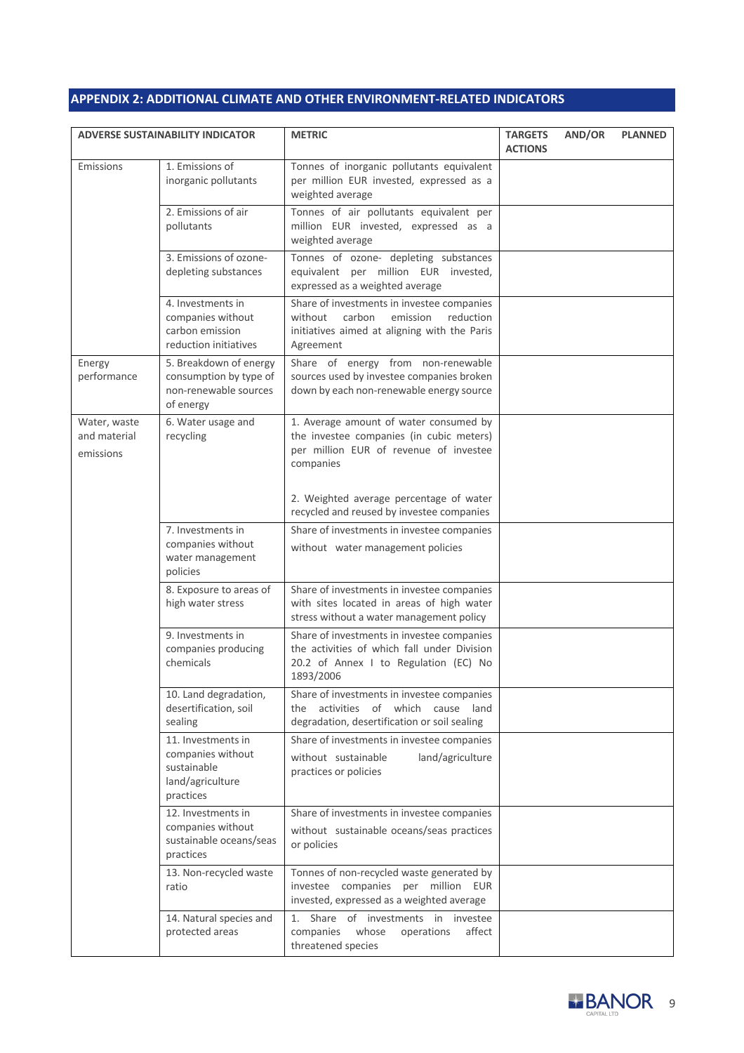## APPENDIX 2: ADDITIONAL CLIMATE AND OTHER ENVIRONMENT-RELATED INDICATORS

| ADVERSE SUSTAINABILITY INDICATOR | | METRIC | TARGETS AND/OR PLANNED ACTIONS |
|---|---|---|---|
| Emissions | 1. Emissions of inorganic pollutants | Tonnes of inorganic pollutants equivalent per million EUR invested, expressed as a weighted average | |
| | 2. Emissions of air pollutants | Tonnes of air pollutants equivalent per million EUR invested, expressed as a weighted average | |
| | 3. Emissions of ozone-depleting substances | Tonnes of ozone- depleting substances equivalent per million EUR invested, expressed as a weighted average | |
| | 4. Investments in companies without carbon emission reduction initiatives | Share of investments in investee companies without carbon emission reduction initiatives aimed at aligning with the Paris Agreement | |
| Energy performance | 5. Breakdown of energy consumption by type of non-renewable sources of energy | Share of energy from non-renewable sources used by investee companies broken down by each non-renewable energy source | |
| Water, waste and material emissions | 6. Water usage and recycling | 1. Average amount of water consumed by the investee companies (in cubic meters) per million EUR of revenue of investee companies<br><br>2. Weighted average percentage of water recycled and reused by investee companies | |
| | 7. Investments in companies without water management policies | Share of investments in investee companies without water management policies | |
| | 8. Exposure to areas of high water stress | Share of investments in investee companies with sites located in areas of high water stress without a water management policy | |
| | 9. Investments in companies producing chemicals | Share of investments in investee companies the activities of which fall under Division 20.2 of Annex I to Regulation (EC) No 1893/2006 | |
| | 10. Land degradation, desertification, soil sealing | Share of investments in investee companies the activities of which cause land degradation, desertification or soil sealing | |
| | 11. Investments in companies without sustainable land/agriculture practices | Share of investments in investee companies without sustainable land/agriculture practices or policies | |
| | 12. Investments in companies without sustainable oceans/seas practices | Share of investments in investee companies without sustainable oceans/seas practices or policies | |
| | 13. Non-recycled waste ratio | Tonnes of non-recycled waste generated by investee companies per million EUR invested, expressed as a weighted average | |
| | 14. Natural species and protected areas | 1. Share of investments in investee companies whose operations affect threatened species | |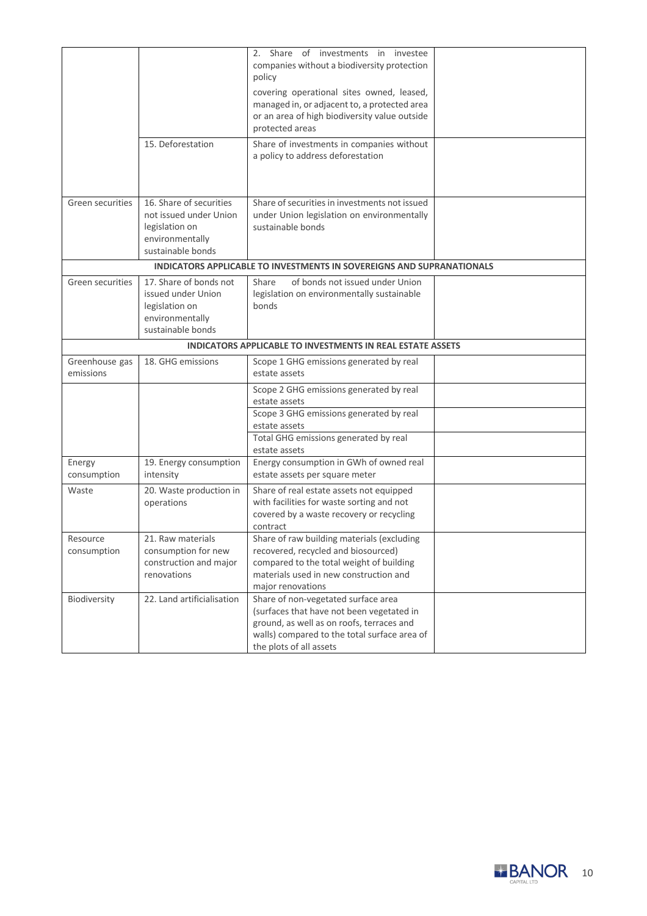| | | | |
|---|---|---|---|
| | | 2. Share of investments in investee companies without a biodiversity protection policy covering operational sites owned, leased, managed in, or adjacent to, a protected area or an area of high biodiversity value outside protected areas | |
| | 15. Deforestation | Share of investments in companies without a policy to address deforestation | |
| Green securities | 16. Share of securities not issued under Union legislation on environmentally sustainable bonds | Share of securities in investments not issued under Union legislation on environmentally sustainable bonds | |
| **INDICATORS APPLICABLE TO INVESTMENTS IN SOVEREIGNS AND SUPRANATIONALS** | | | |
| Green securities | 17. Share of bonds not issued under Union legislation on environmentally sustainable bonds | Share of bonds not issued under Union legislation on environmentally sustainable bonds | |
| **INDICATORS APPLICABLE TO INVESTMENTS IN REAL ESTATE ASSETS** | | | |
| Greenhouse gas emissions | 18. GHG emissions | Scope 1 GHG emissions generated by real estate assets | |
| | | Scope 2 GHG emissions generated by real estate assets | |
| | | Scope 3 GHG emissions generated by real estate assets | |
| | | Total GHG emissions generated by real estate assets | |
| Energy consumption | 19. Energy consumption intensity | Energy consumption in GWh of owned real estate assets per square meter | |
| Waste | 20. Waste production in operations | Share of real estate assets not equipped with facilities for waste sorting and not covered by a waste recovery or recycling contract | |
| Resource consumption | 21. Raw materials consumption for new construction and major renovations | Share of raw building materials (excluding recovered, recycled and biosourced) compared to the total weight of building materials used in new construction and major renovations | |
| Biodiversity | 22. Land artificialisation | Share of non-vegetated surface area (surfaces that have not been vegetated in ground, as well as on roofs, terraces and walls) compared to the total surface area of the plots of all assets | |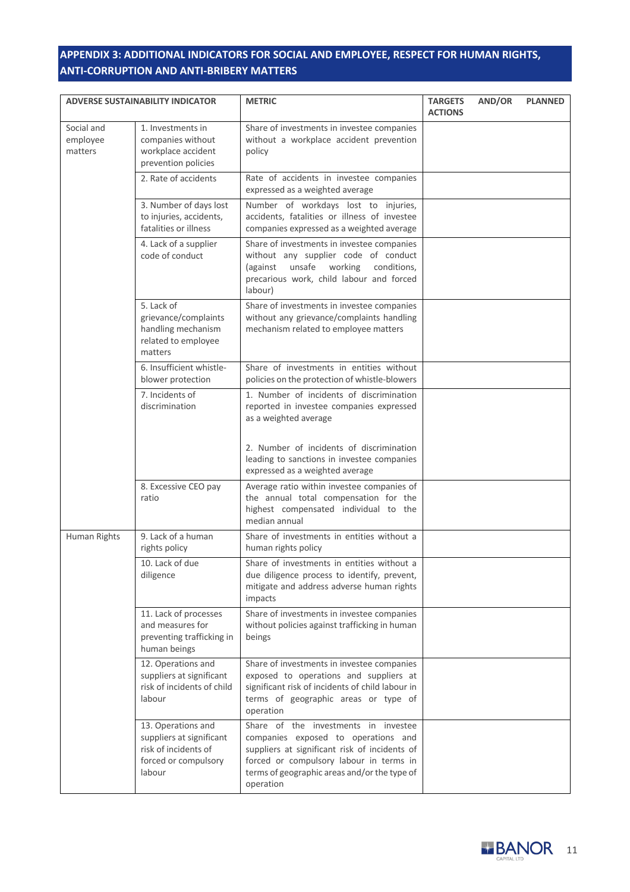## APPENDIX 3: ADDITIONAL INDICATORS FOR SOCIAL AND EMPLOYEE, RESPECT FOR HUMAN RIGHTS, ANTI-CORRUPTION AND ANTI-BRIBERY MATTERS

| ADVERSE SUSTAINABILITY INDICATOR | | METRIC | TARGETS AND/OR PLANNED ACTIONS |
|---|---|---|---|
| Social and employee matters | 1. Investments in companies without workplace accident prevention policies | Share of investments in investee companies without a workplace accident prevention policy | |
| | 2. Rate of accidents | Rate of accidents in investee companies expressed as a weighted average | |
| | 3. Number of days lost to injuries, accidents, fatalities or illness | Number of workdays lost to injuries, accidents, fatalities or illness of investee companies expressed as a weighted average | |
| | 4. Lack of a supplier code of conduct | Share of investments in investee companies without any supplier code of conduct (against unsafe working conditions, precarious work, child labour and forced labour) | |
| | 5. Lack of grievance/complaints handling mechanism related to employee matters | Share of investments in investee companies without any grievance/complaints handling mechanism related to employee matters | |
| | 6. Insufficient whistle-blower protection | Share of investments in entities without policies on the protection of whistle-blowers | |
| | 7. Incidents of discrimination | 1. Number of incidents of discrimination reported in investee companies expressed as a weighted average<br><br>2. Number of incidents of discrimination leading to sanctions in investee companies expressed as a weighted average | |
| | 8. Excessive CEO pay ratio | Average ratio within investee companies of the annual total compensation for the highest compensated individual to the median annual | |
| Human Rights | 9. Lack of a human rights policy | Share of investments in entities without a human rights policy | |
| | 10. Lack of due diligence | Share of investments in entities without a due diligence process to identify, prevent, mitigate and address adverse human rights impacts | |
| | 11. Lack of processes and measures for preventing trafficking in human beings | Share of investments in investee companies without policies against trafficking in human beings | |
| | 12. Operations and suppliers at significant risk of incidents of child labour | Share of investments in investee companies exposed to operations and suppliers at significant risk of incidents of child labour in terms of geographic areas or type of operation | |
| | 13. Operations and suppliers at significant risk of incidents of forced or compulsory labour | Share of the investments in investee companies exposed to operations and suppliers at significant risk of incidents of forced or compulsory labour in terms in terms of geographic areas and/or the type of operation | |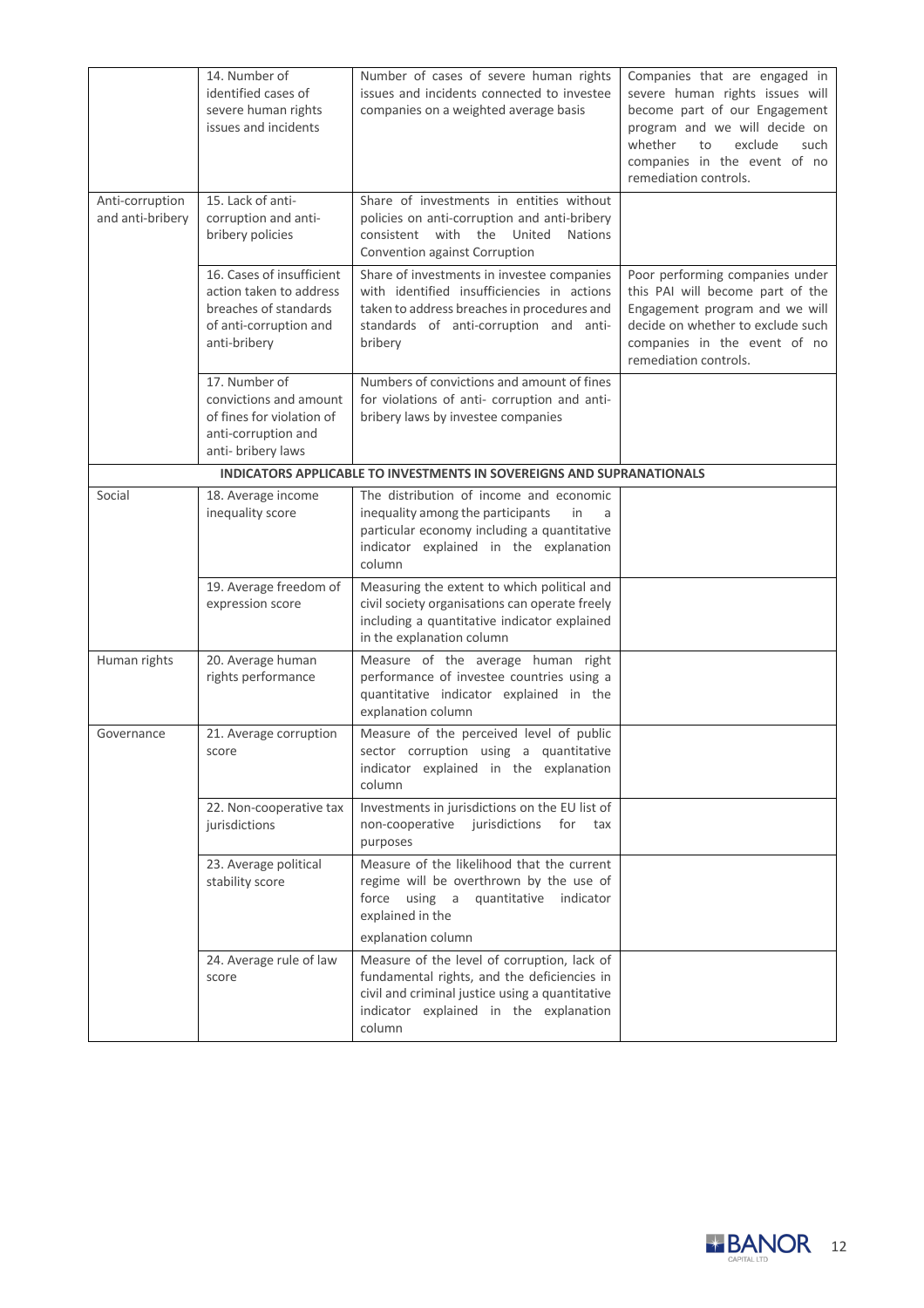| | | | |
|---|---|---|---|
| | 14. Number of identified cases of severe human rights issues and incidents | Number of cases of severe human rights issues and incidents connected to investee companies on a weighted average basis | Companies that are engaged in severe human rights issues will become part of our Engagement program and we will decide on whether to exclude such companies in the event of no remediation controls. |
| Anti-corruption and anti-bribery | 15. Lack of anti-corruption and anti-bribery policies | Share of investments in entities without policies on anti-corruption and anti-bribery consistent with the United Nations Convention against Corruption | |
| | 16. Cases of insufficient action taken to address breaches of standards of anti-corruption and anti-bribery | Share of investments in investee companies with identified insufficiencies in actions taken to address breaches in procedures and standards of anti-corruption and anti-bribery | Poor performing companies under this PAI will become part of the Engagement program and we will decide on whether to exclude such companies in the event of no remediation controls. |
| | 17. Number of convictions and amount of fines for violation of anti-corruption and anti- bribery laws | Numbers of convictions and amount of fines for violations of anti- corruption and anti-bribery laws by investee companies | |
| **INDICATORS APPLICABLE TO INVESTMENTS IN SOVEREIGNS AND SUPRANATIONALS** | | | |
| Social | 18. Average income inequality score | The distribution of income and economic inequality among the participants in a particular economy including a quantitative indicator explained in the explanation column | |
| | 19. Average freedom of expression score | Measuring the extent to which political and civil society organisations can operate freely including a quantitative indicator explained in the explanation column | |
| Human rights | 20. Average human rights performance | Measure of the average human right performance of investee countries using a quantitative indicator explained in the explanation column | |
| Governance | 21. Average corruption score | Measure of the perceived level of public sector corruption using a quantitative indicator explained in the explanation column | |
| | 22. Non-cooperative tax jurisdictions | Investments in jurisdictions on the EU list of non-cooperative jurisdictions for tax purposes | |
| | 23. Average political stability score | Measure of the likelihood that the current regime will be overthrown by the use of force using a quantitative indicator explained in the explanation column | |
| | 24. Average rule of law score | Measure of the level of corruption, lack of fundamental rights, and the deficiencies in civil and criminal justice using a quantitative indicator explained in the explanation column | |